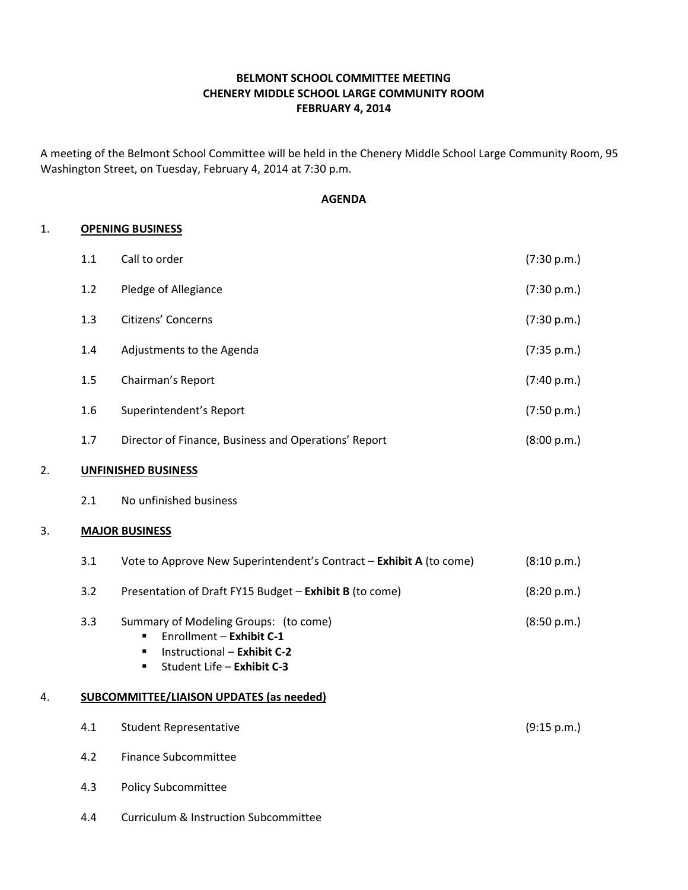**BELMONT SCHOOL COMMITTEE MEETING**
**CHENERY MIDDLE SCHOOL LARGE COMMUNITY ROOM**
**FEBRUARY 4, 2014**

A meeting of the Belmont School Committee will be held in the Chenery Middle School Large Community Room, 95 Washington Street, on Tuesday, February 4, 2014 at 7:30 p.m.

**AGENDA**

1. **OPENING BUSINESS**

| | | |
|---|---|---|
| 1.1 | Call to order | (7:30 p.m.) |
| 1.2 | Pledge of Allegiance | (7:30 p.m.) |
| 1.3 | Citizens' Concerns | (7:30 p.m.) |
| 1.4 | Adjustments to the Agenda | (7:35 p.m.) |
| 1.5 | Chairman's Report | (7:40 p.m.) |
| 1.6 | Superintendent's Report | (7:50 p.m.) |
| 1.7 | Director of Finance, Business and Operations' Report | (8:00 p.m.) |

2. **UNFINISHED BUSINESS**

2.1 No unfinished business

3. **MAJOR BUSINESS**

3.1 Vote to Approve New Superintendent's Contract – **Exhibit A** (to come) (8:10 p.m.)

3.2 Presentation of Draft FY15 Budget – **Exhibit B** (to come) (8:20 p.m.)

3.3 Summary of Modeling Groups: (to come) (8:50 p.m.)
- Enrollment – **Exhibit C-1**
- Instructional – **Exhibit C-2**
- Student Life – **Exhibit C-3**

4. **SUBCOMMITTEE/LIAISON UPDATES (as needed)**

4.1 Student Representative (9:15 p.m.)

4.2 Finance Subcommittee

4.3 Policy Subcommittee

4.4 Curriculum & Instruction Subcommittee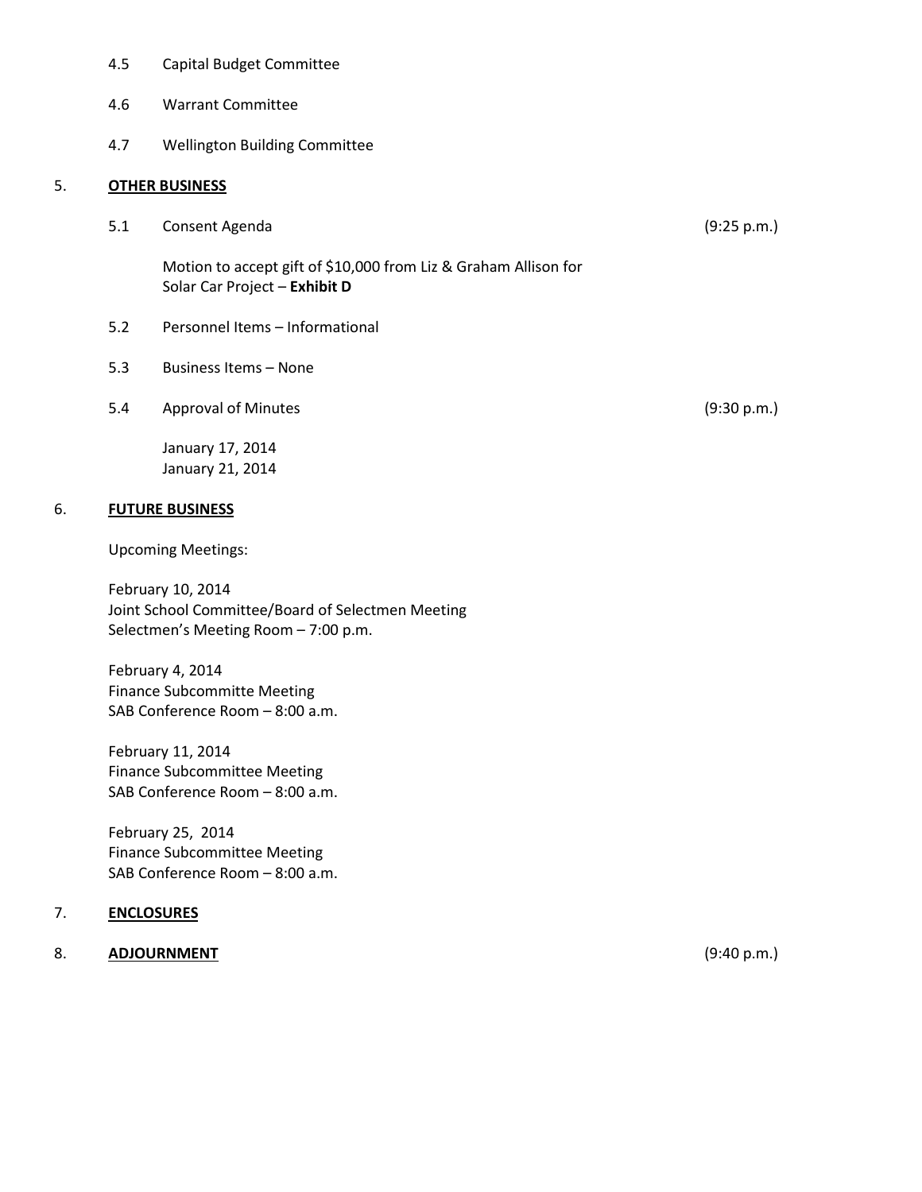4.5 Capital Budget Committee

4.6 Warrant Committee

4.7 Wellington Building Committee

5. **OTHER BUSINESS**

5.1 Consent Agenda (9:25 p.m.)

Motion to accept gift of $10,000 from Liz & Graham Allison for Solar Car Project – **Exhibit D**

5.2 Personnel Items – Informational

5.3 Business Items – None

5.4 Approval of Minutes (9:30 p.m.)

January 17, 2014
January 21, 2014

6. **FUTURE BUSINESS**

Upcoming Meetings:

February 10, 2014
Joint School Committee/Board of Selectmen Meeting
Selectmen's Meeting Room – 7:00 p.m.

February 4, 2014
Finance Subcommitte Meeting
SAB Conference Room – 8:00 a.m.

February 11, 2014
Finance Subcommittee Meeting
SAB Conference Room – 8:00 a.m.

February 25, 2014
Finance Subcommittee Meeting
SAB Conference Room – 8:00 a.m.

7. **ENCLOSURES**

8. **ADJOURNMENT** (9:40 p.m.)